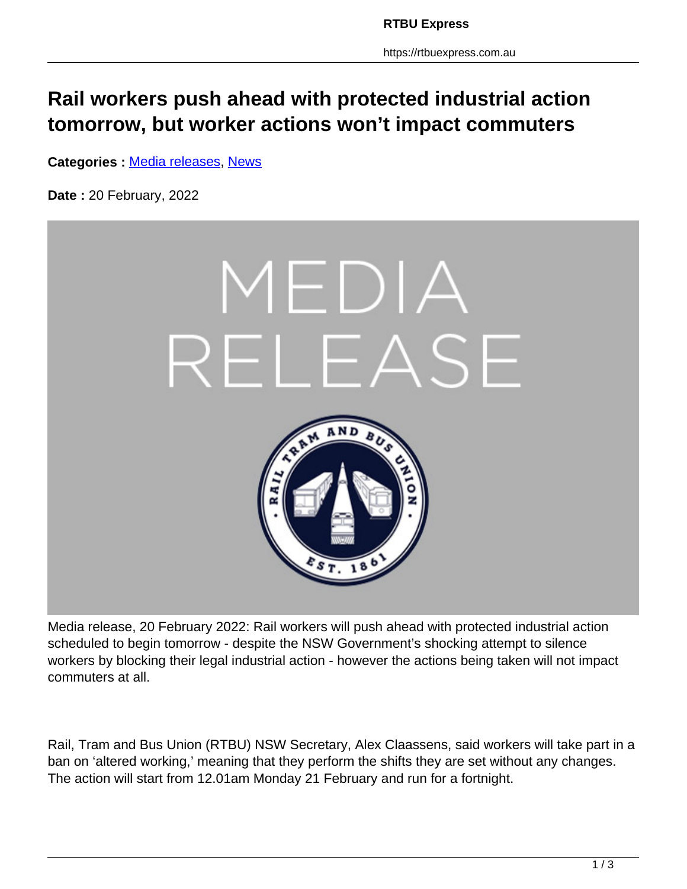# Rail workers push ahead with protected industrial action tomorrow, but worker actions won't impact commuters

**Categories :** Media releases, News

**Date :** 20 February, 2022

Media release, 20 February 2022: Rail workers will push ahead with protected industrial action scheduled to begin tomorrow - despite the NSW Government's shocking attempt to silence workers by blocking their legal industrial action - however the actions being taken will not impact commuters at all.

Rail, Tram and Bus Union (RTBU) NSW Secretary, Alex Claassens, said workers will take part in a ban on 'altered working,' meaning that they perform the shifts they are set without any changes. The action will start from 12.01am Monday 21 February and run for a fortnight.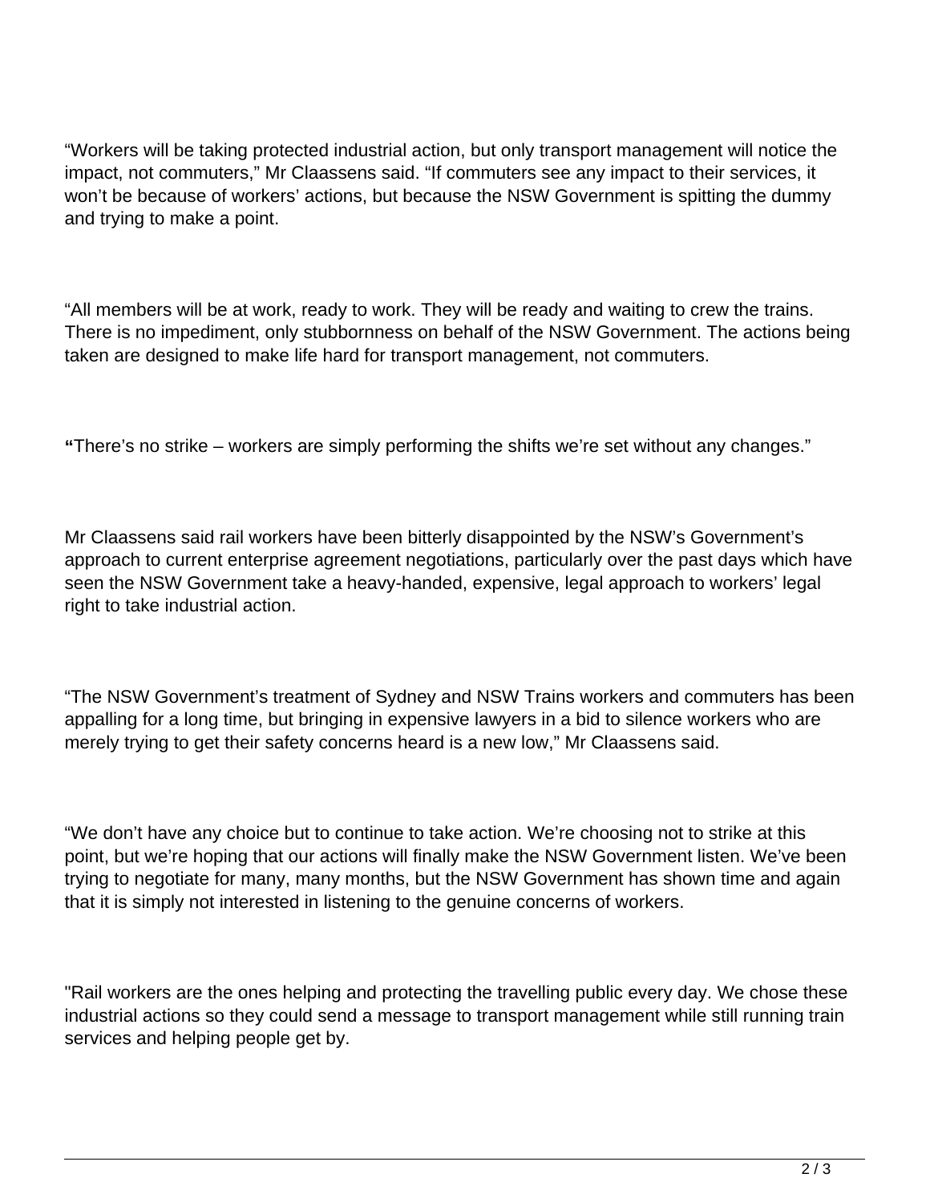“Workers will be taking protected industrial action, but only transport management will notice the impact, not commuters,” Mr Claassens said. “If commuters see any impact to their services, it won’t be because of workers’ actions, but because the NSW Government is spitting the dummy and trying to make a point.

“All members will be at work, ready to work. They will be ready and waiting to crew the trains. There is no impediment, only stubbornness on behalf of the NSW Government. The actions being taken are designed to make life hard for transport management, not commuters.

**“**There’s no strike – workers are simply performing the shifts we’re set without any changes.”

Mr Claassens said rail workers have been bitterly disappointed by the NSW’s Government’s approach to current enterprise agreement negotiations, particularly over the past days which have seen the NSW Government take a heavy-handed, expensive, legal approach to workers’ legal right to take industrial action.

“The NSW Government’s treatment of Sydney and NSW Trains workers and commuters has been appalling for a long time, but bringing in expensive lawyers in a bid to silence workers who are merely trying to get their safety concerns heard is a new low,” Mr Claassens said.

“We don’t have any choice but to continue to take action. We’re choosing not to strike at this point, but we’re hoping that our actions will finally make the NSW Government listen. We’ve been trying to negotiate for many, many months, but the NSW Government has shown time and again that it is simply not interested in listening to the genuine concerns of workers.

"Rail workers are the ones helping and protecting the travelling public every day. We chose these industrial actions so they could send a message to transport management while still running train services and helping people get by.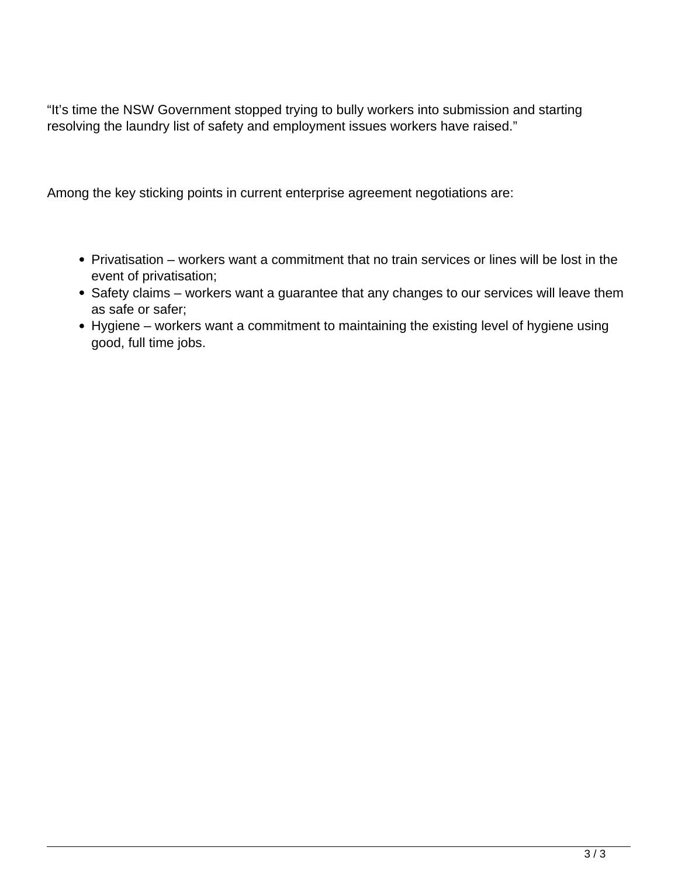"It's time the NSW Government stopped trying to bully workers into submission and starting resolving the laundry list of safety and employment issues workers have raised."

Among the key sticking points in current enterprise agreement negotiations are:

- Privatisation – workers want a commitment that no train services or lines will be lost in the event of privatisation;
- Safety claims – workers want a guarantee that any changes to our services will leave them as safe or safer;
- Hygiene – workers want a commitment to maintaining the existing level of hygiene using good, full time jobs.